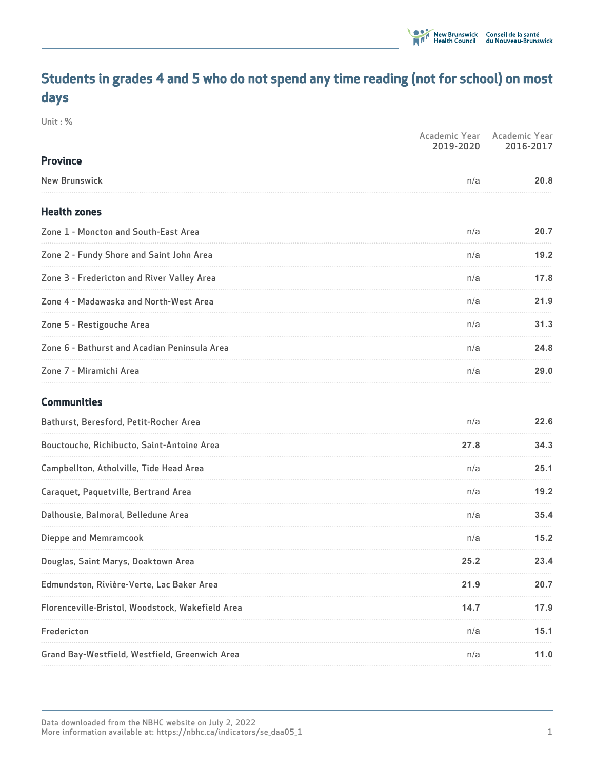# Students in grades 4 and 5 who do not spend any time reading (not for school) on most days

Unit : %

| | Academic Year 2019-2020 | Academic Year 2016-2017 |
|---|---|---|
| **Province** | | |
| New Brunswick | n/a | **20.8** |
| **Health zones** | | |
| Zone 1 - Moncton and South-East Area | n/a | **20.7** |
| Zone 2 - Fundy Shore and Saint John Area | n/a | **19.2** |
| Zone 3 - Fredericton and River Valley Area | n/a | **17.8** |
| Zone 4 - Madawaska and North-West Area | n/a | **21.9** |
| Zone 5 - Restigouche Area | n/a | **31.3** |
| Zone 6 - Bathurst and Acadian Peninsula Area | n/a | **24.8** |
| Zone 7 - Miramichi Area | n/a | **29.0** |
| **Communities** | | |
| Bathurst, Beresford, Petit-Rocher Area | n/a | **22.6** |
| Bouctouche, Richibucto, Saint-Antoine Area | **27.8** | **34.3** |
| Campbellton, Atholville, Tide Head Area | n/a | **25.1** |
| Caraquet, Paquetville, Bertrand Area | n/a | **19.2** |
| Dalhousie, Balmoral, Belledune Area | n/a | **35.4** |
| Dieppe and Memramcook | n/a | **15.2** |
| Douglas, Saint Marys, Doaktown Area | **25.2** | **23.4** |
| Edmundston, Rivière-Verte, Lac Baker Area | **21.9** | **20.7** |
| Florenceville-Bristol, Woodstock, Wakefield Area | **14.7** | **17.9** |
| Fredericton | n/a | **15.1** |
| Grand Bay-Westfield, Westfield, Greenwich Area | n/a | **11.0** |

Data downloaded from the NBHC website on July 2, 2022
More information available at: https://nbhc.ca/indicators/se_daa05_1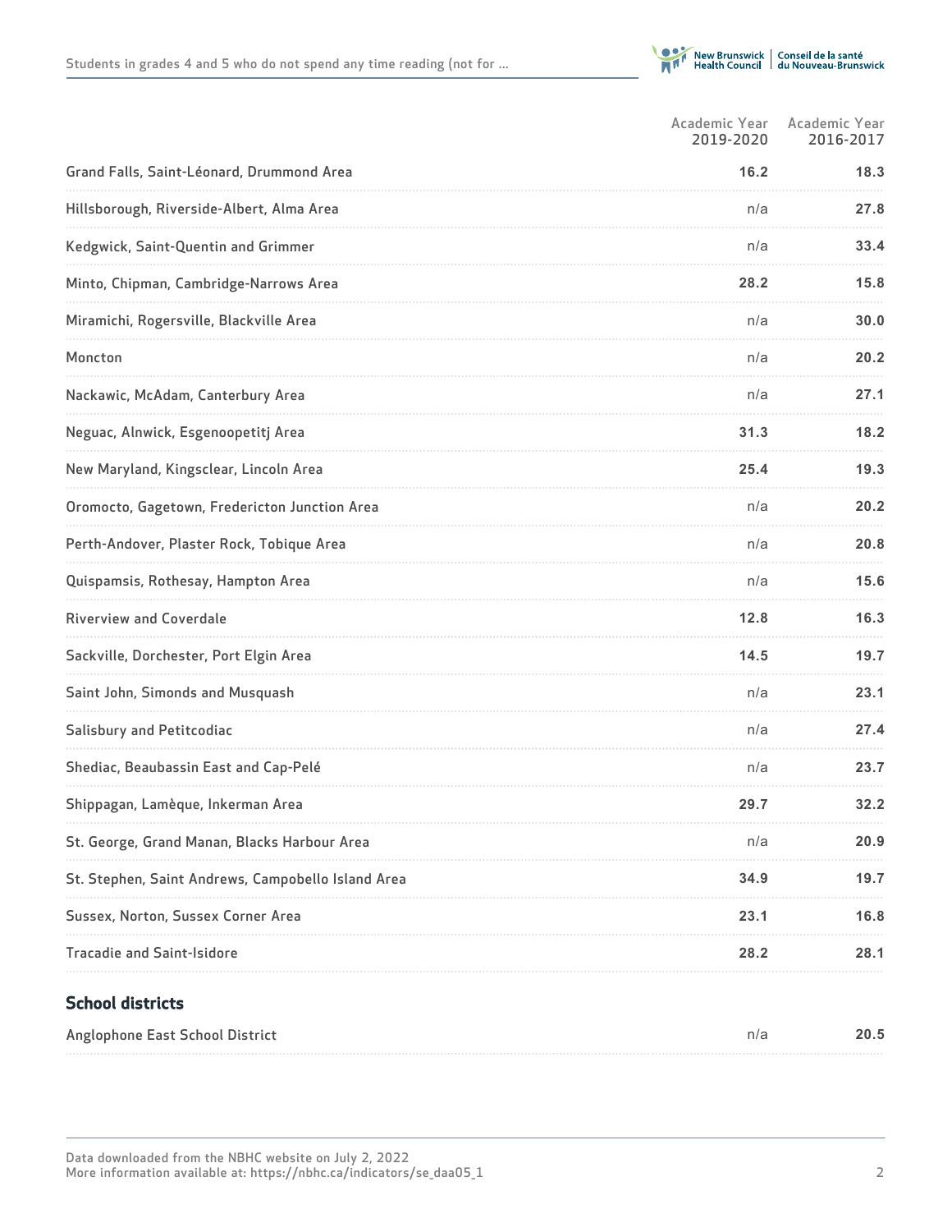| | Academic Year 2019-2020 | Academic Year 2016-2017 |
|---|---|---|
| Grand Falls, Saint-Léonard, Drummond Area | **16.2** | **18.3** |
| Hillsborough, Riverside-Albert, Alma Area | n/a | **27.8** |
| Kedgwick, Saint-Quentin and Grimmer | n/a | **33.4** |
| Minto, Chipman, Cambridge-Narrows Area | **28.2** | **15.8** |
| Miramichi, Rogersville, Blackville Area | n/a | **30.0** |
| Moncton | n/a | **20.2** |
| Nackawic, McAdam, Canterbury Area | n/a | **27.1** |
| Neguac, Alnwick, Esgenoopetitj Area | **31.3** | **18.2** |
| New Maryland, Kingsclear, Lincoln Area | **25.4** | **19.3** |
| Oromocto, Gagetown, Fredericton Junction Area | n/a | **20.2** |
| Perth-Andover, Plaster Rock, Tobique Area | n/a | **20.8** |
| Quispamsis, Rothesay, Hampton Area | n/a | **15.6** |
| Riverview and Coverdale | **12.8** | **16.3** |
| Sackville, Dorchester, Port Elgin Area | **14.5** | **19.7** |
| Saint John, Simonds and Musquash | n/a | **23.1** |
| Salisbury and Petitcodiac | n/a | **27.4** |
| Shediac, Beaubassin East and Cap-Pelé | n/a | **23.7** |
| Shippagan, Lamèque, Inkerman Area | **29.7** | **32.2** |
| St. George, Grand Manan, Blacks Harbour Area | n/a | **20.9** |
| St. Stephen, Saint Andrews, Campobello Island Area | **34.9** | **19.7** |
| Sussex, Norton, Sussex Corner Area | **23.1** | **16.8** |
| Tracadie and Saint-Isidore | **28.2** | **28.1** |

## School districts

| | Academic Year 2019-2020 | Academic Year 2016-2017 |
|---|---|---|
| Anglophone East School District | n/a | **20.5** |

Data downloaded from the NBHC website on July 2, 2022
More information available at: https://nbhc.ca/indicators/se_daa05_1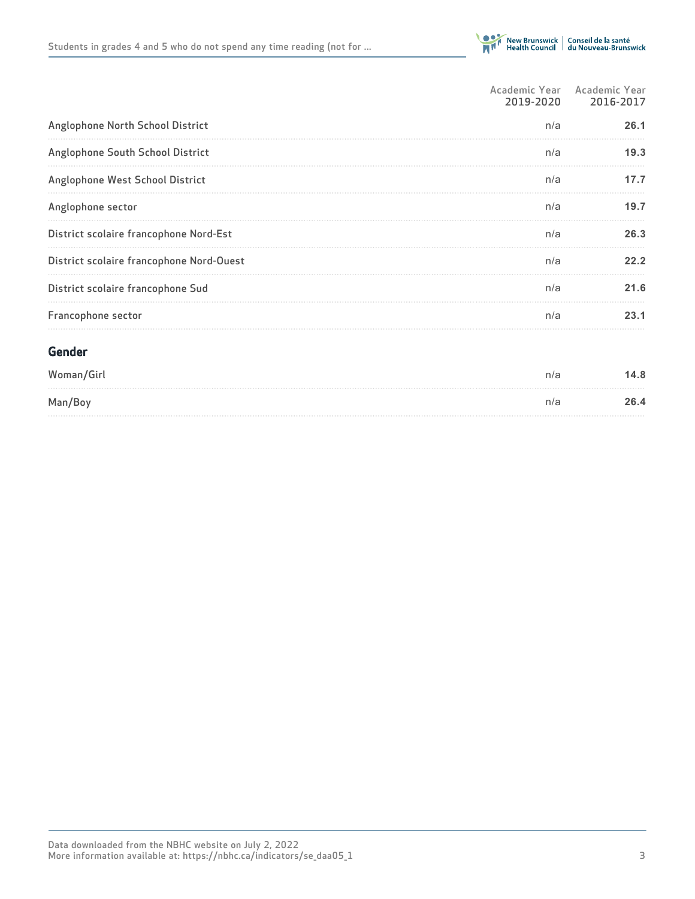| | Academic Year 2019-2020 | Academic Year 2016-2017 |
|---|---|---|
| Anglophone North School District | n/a | **26.1** |
| Anglophone South School District | n/a | **19.3** |
| Anglophone West School District | n/a | **17.7** |
| Anglophone sector | n/a | **19.7** |
| District scolaire francophone Nord-Est | n/a | **26.3** |
| District scolaire francophone Nord-Ouest | n/a | **22.2** |
| District scolaire francophone Sud | n/a | **21.6** |
| Francophone sector | n/a | **23.1** |

## Gender

| | Academic Year 2019-2020 | Academic Year 2016-2017 |
|---|---|---|
| Woman/Girl | n/a | **14.8** |
| Man/Boy | n/a | **26.4** |

Data downloaded from the NBHC website on July 2, 2022
More information available at: https://nbhc.ca/indicators/se_daa05_1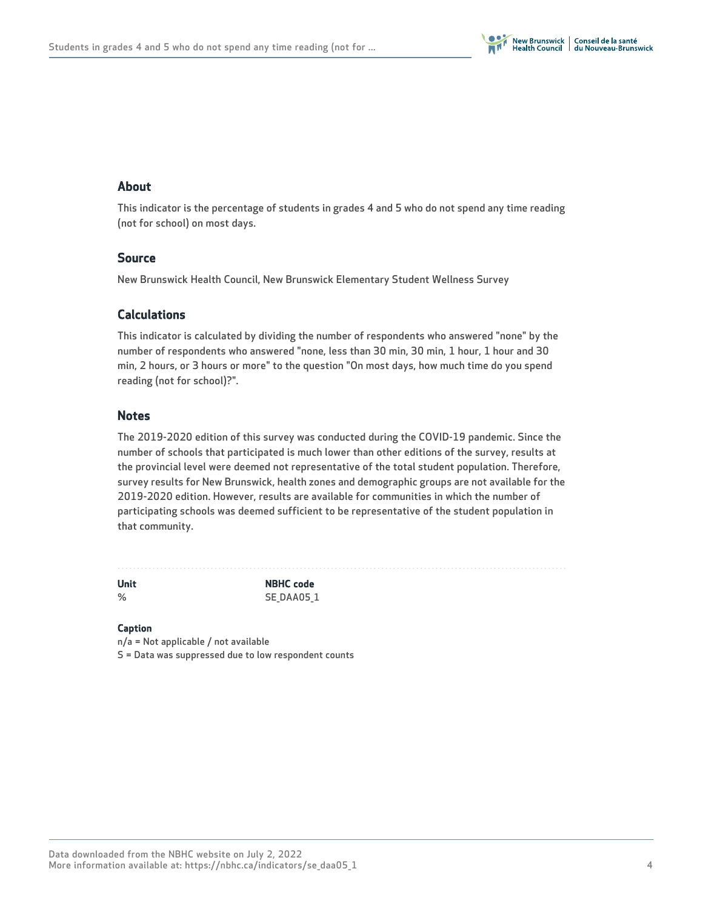## About

This indicator is the percentage of students in grades 4 and 5 who do not spend any time reading (not for school) on most days.

## Source

New Brunswick Health Council, New Brunswick Elementary Student Wellness Survey

## Calculations

This indicator is calculated by dividing the number of respondents who answered "none" by the number of respondents who answered "none, less than 30 min, 30 min, 1 hour, 1 hour and 30 min, 2 hours, or 3 hours or more" to the question "On most days, how much time do you spend reading (not for school)?".

## Notes

The 2019-2020 edition of this survey was conducted during the COVID-19 pandemic. Since the number of schools that participated is much lower than other editions of the survey, results at the provincial level were deemed not representative of the total student population. Therefore, survey results for New Brunswick, health zones and demographic groups are not available for the 2019-2020 edition. However, results are available for communities in which the number of participating schools was deemed sufficient to be representative of the student population in that community.

| Unit | NBHC code |
| --- | --- |
| % | SE_DAA05_1 |

**Caption**

n/a = Not applicable / not available
S = Data was suppressed due to low respondent counts

Data downloaded from the NBHC website on July 2, 2022
More information available at: https://nbhc.ca/indicators/se_daa05_1